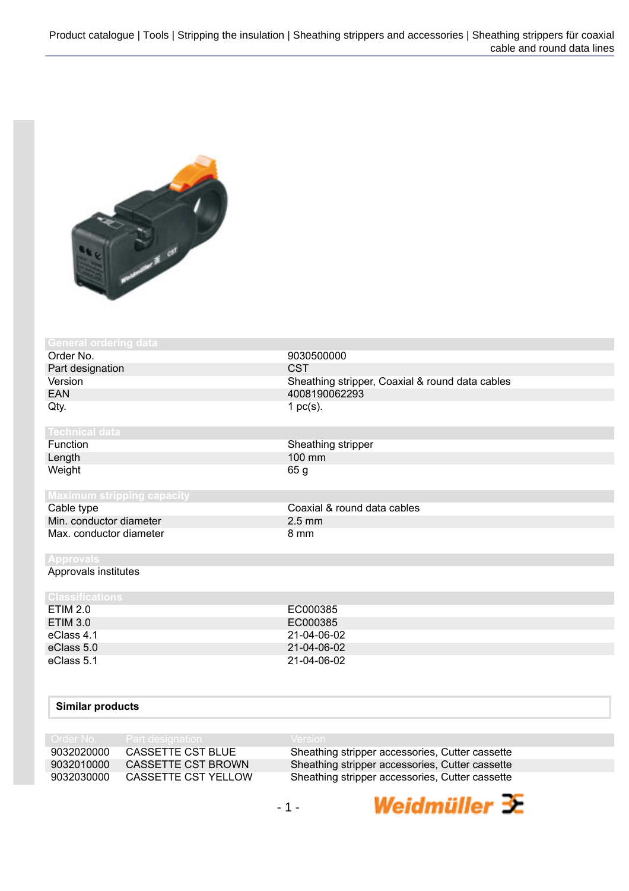## General ordering data

| | |
|---|---|
| Order No. | 9030500000 |
| Part designation | CST |
| Version | Sheathing stripper, Coaxial & round data cables |
| EAN | 4008190062293 |
| Qty. | 1 pc(s). |

## Technical data

| | |
|---|---|
| Function | Sheathing stripper |
| Length | 100 mm |
| Weight | 65 g |

## Maximum stripping capacity

| | |
|---|---|
| Cable type | Coaxial & round data cables |
| Min. conductor diameter | 2.5 mm |
| Max. conductor diameter | 8 mm |

## Approvals

Approvals institutes

## Classifications

| | |
|---|---|
| ETIM 2.0 | EC000385 |
| ETIM 3.0 | EC000385 |
| eClass 4.1 | 21-04-06-02 |
| eClass 5.0 | 21-04-06-02 |
| eClass 5.1 | 21-04-06-02 |

## Similar products

| Order No. | Part designation | Version |
|---|---|---|
| 9032020000 | CASSETTE CST BLUE | Sheathing stripper accessories, Cutter cassette |
| 9032010000 | CASSETTE CST BROWN | Sheathing stripper accessories, Cutter cassette |
| 9032030000 | CASSETTE CST YELLOW | Sheathing stripper accessories, Cutter cassette |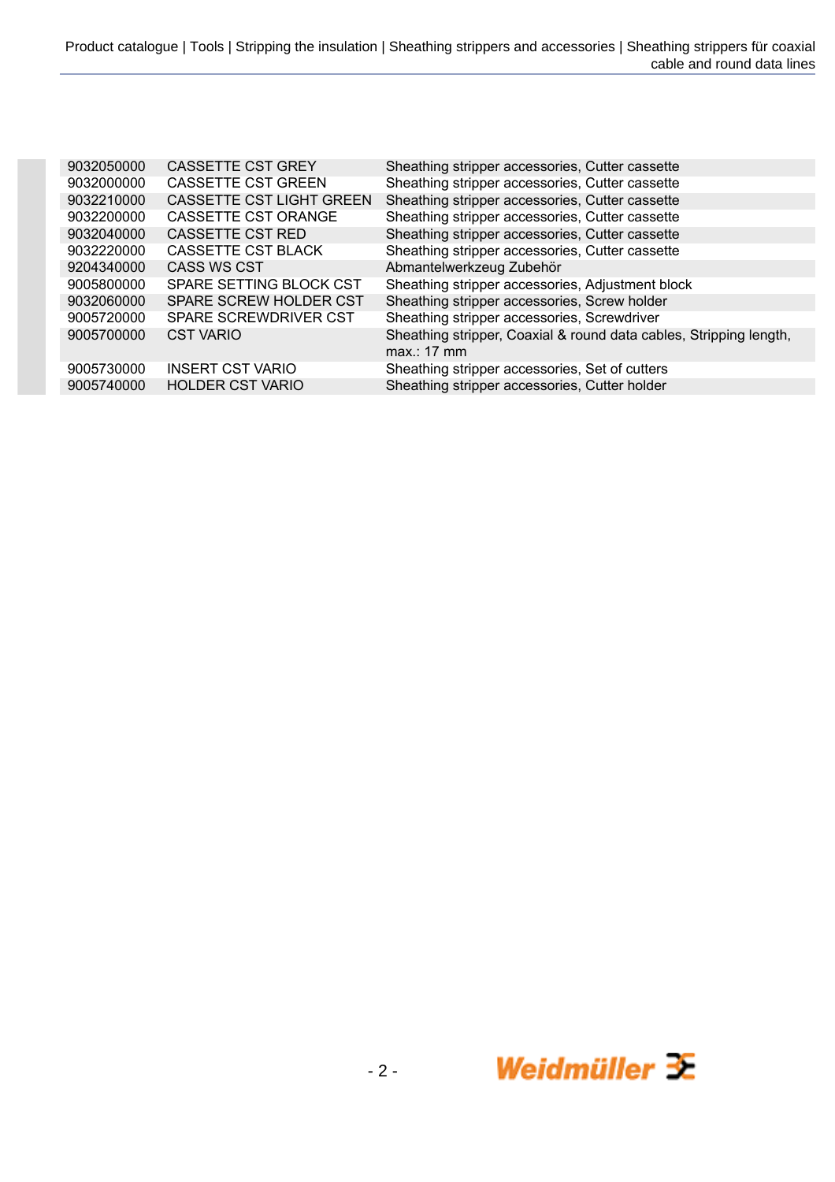| | | |
|---|---|---|
| 9032050000 | CASSETTE CST GREY | Sheathing stripper accessories, Cutter cassette |
| 9032000000 | CASSETTE CST GREEN | Sheathing stripper accessories, Cutter cassette |
| 9032210000 | CASSETTE CST LIGHT GREEN | Sheathing stripper accessories, Cutter cassette |
| 9032200000 | CASSETTE CST ORANGE | Sheathing stripper accessories, Cutter cassette |
| 9032040000 | CASSETTE CST RED | Sheathing stripper accessories, Cutter cassette |
| 9032220000 | CASSETTE CST BLACK | Sheathing stripper accessories, Cutter cassette |
| 9204340000 | CASS WS CST | Abmantelwerkzeug Zubehör |
| 9005800000 | SPARE SETTING BLOCK CST | Sheathing stripper accessories, Adjustment block |
| 9032060000 | SPARE SCREW HOLDER CST | Sheathing stripper accessories, Screw holder |
| 9005720000 | SPARE SCREWDRIVER CST | Sheathing stripper accessories, Screwdriver |
| 9005700000 | CST VARIO | Sheathing stripper, Coaxial & round data cables, Stripping length, max.: 17 mm |
| 9005730000 | INSERT CST VARIO | Sheathing stripper accessories, Set of cutters |
| 9005740000 | HOLDER CST VARIO | Sheathing stripper accessories, Cutter holder |